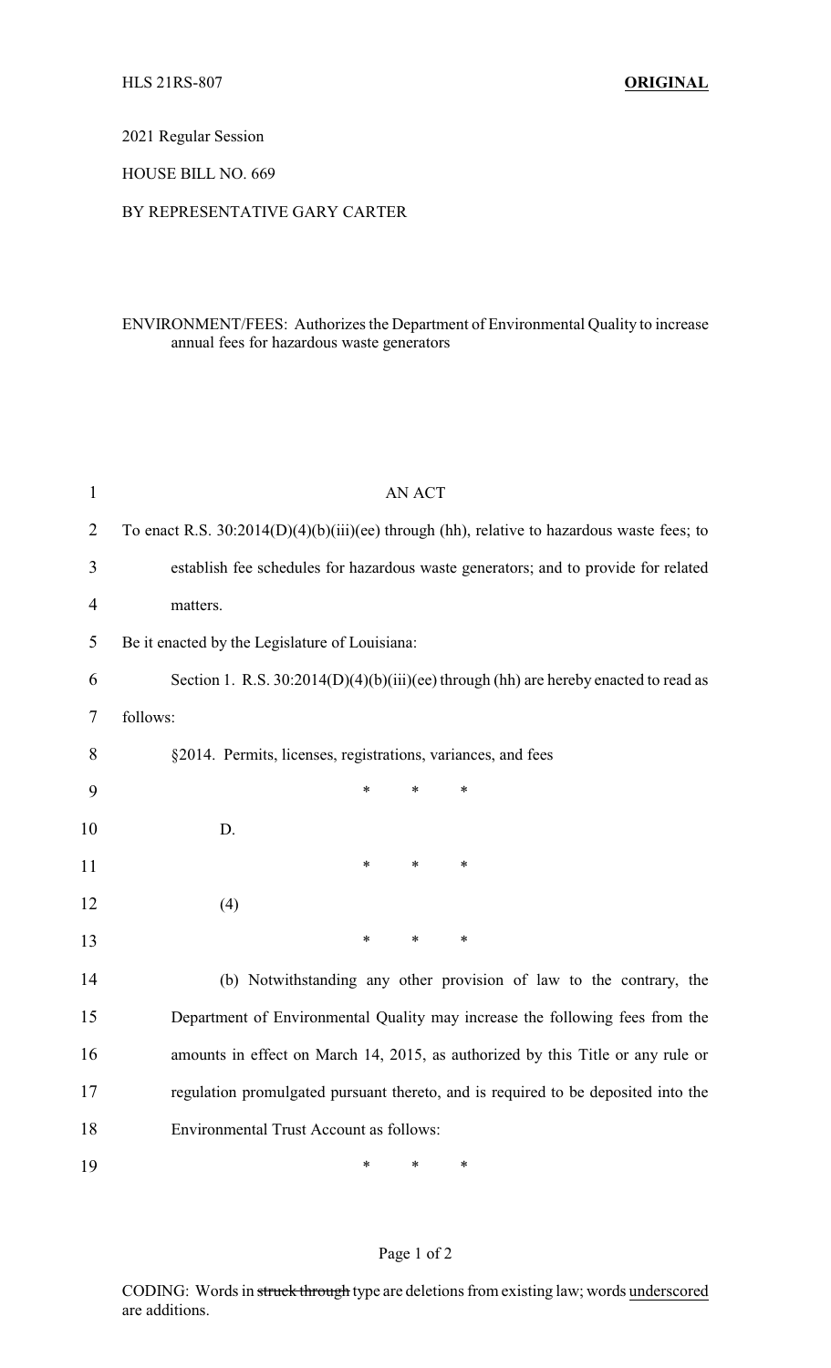HLS 21RS-807 **ORIGINAL**

2021 Regular Session

HOUSE BILL NO. 669

BY REPRESENTATIVE GARY CARTER

ENVIRONMENT/FEES: Authorizes the Department of Environmental Quality to increase annual fees for hazardous waste generators

AN ACT

To enact R.S. 30:2014(D)(4)(b)(iii)(ee) through (hh), relative to hazardous waste fees; to establish fee schedules for hazardous waste generators; and to provide for related matters.

Be it enacted by the Legislature of Louisiana:

Section 1. R.S. 30:2014(D)(4)(b)(iii)(ee) through (hh) are hereby enacted to read as follows:

§2014. Permits, licenses, registrations, variances, and fees

\* \* \*

D.

\* \* \*

(4)

\* \* \*

(b) Notwithstanding any other provision of law to the contrary, the Department of Environmental Quality may increase the following fees from the amounts in effect on March 14, 2015, as authorized by this Title or any rule or regulation promulgated pursuant thereto, and is required to be deposited into the Environmental Trust Account as follows:

\* \* \*

CODING: Words in ~~struck through~~ type are deletions from existing law; words underscored are additions.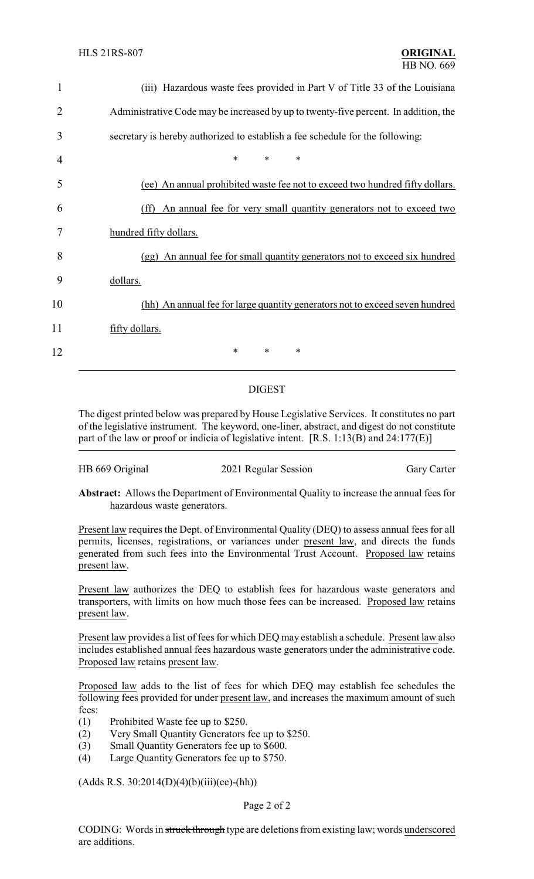(iii) Hazardous waste fees provided in Part V of Title 33 of the Louisiana Administrative Code may be increased by up to twenty-five percent. In addition, the secretary is hereby authorized to establish a fee schedule for the following:

\* \* \*

<u>(ee) An annual prohibited waste fee not to exceed two hundred fifty dollars.</u>

<u>(ff) An annual fee for very small quantity generators not to exceed two hundred fifty dollars.</u>

<u>(gg) An annual fee for small quantity generators not to exceed six hundred dollars.</u>

<u>(hh) An annual fee for large quantity generators not to exceed seven hundred fifty dollars.</u>

\* \* \*

## DIGEST

The digest printed below was prepared by House Legislative Services. It constitutes no part of the legislative instrument. The keyword, one-liner, abstract, and digest do not constitute part of the law or proof or indicia of legislative intent. [R.S. 1:13(B) and 24:177(E)]

| | | |
|---|---|---|
| HB 669 Original | 2021 Regular Session | Gary Carter |

**Abstract:** Allows the Department of Environmental Quality to increase the annual fees for hazardous waste generators.

<u>Present law</u> requires the Dept. of Environmental Quality (DEQ) to assess annual fees for all permits, licenses, registrations, or variances under <u>present law</u>, and directs the funds generated from such fees into the Environmental Trust Account. <u>Proposed law</u> retains <u>present law</u>.

<u>Present law</u> authorizes the DEQ to establish fees for hazardous waste generators and transporters, with limits on how much those fees can be increased. <u>Proposed law</u> retains <u>present law</u>.

<u>Present law</u> provides a list of fees for which DEQ may establish a schedule. <u>Present law</u> also includes established annual fees hazardous waste generators under the administrative code. <u>Proposed law</u> retains <u>present law</u>.

<u>Proposed law</u> adds to the list of fees for which DEQ may establish fee schedules the following fees provided for under <u>present law</u>, and increases the maximum amount of such fees:

(1) Prohibited Waste fee up to $250.
(2) Very Small Quantity Generators fee up to $250.
(3) Small Quantity Generators fee up to $600.
(4) Large Quantity Generators fee up to $750.

(Adds R.S. 30:2014(D)(4)(b)(iii)(ee)-(hh))

CODING: Words in ~~struck through~~ type are deletions from existing law; words <u>underscored</u> are additions.